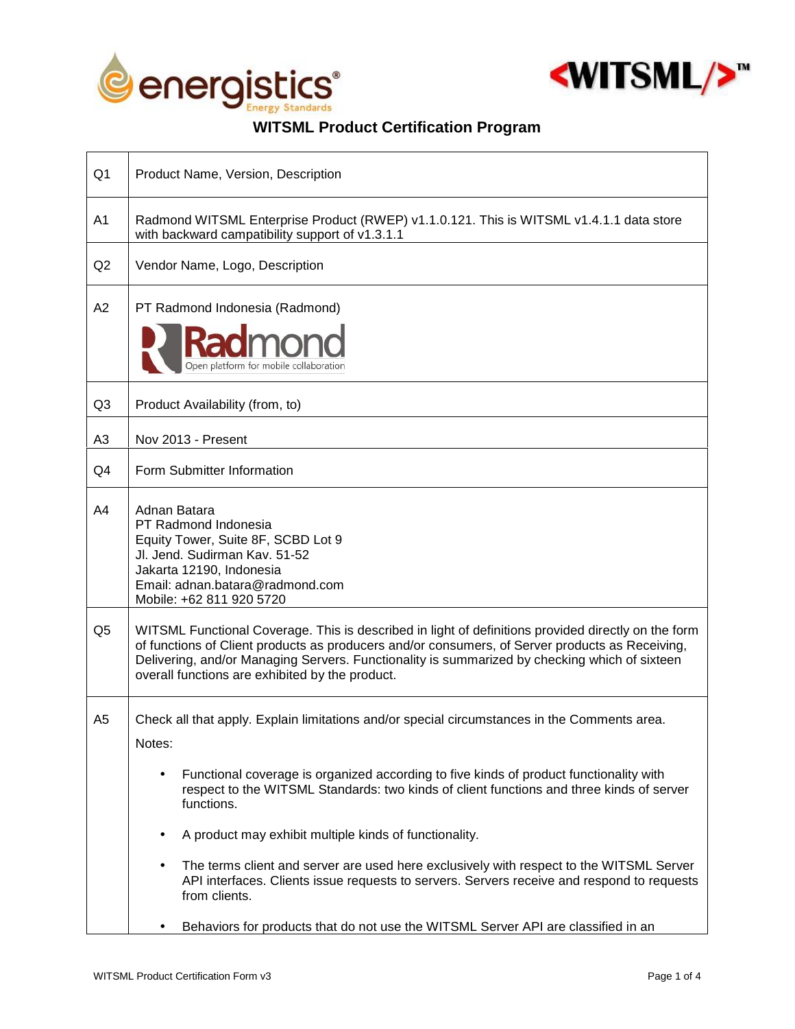# WITSML Product Certification Program

| | |
|---|---|
| Q1 | Product Name, Version, Description |
| A1 | Radmond WITSML Enterprise Product (RWEP) v1.1.0.121. This is WITSML v1.4.1.1 data store with backward campatibility support of v1.3.1.1 |
| Q2 | Vendor Name, Logo, Description |
| A2 | PT Radmond Indonesia (Radmond)<br>Radmond<br>Open platform for mobile collaboration |
| Q3 | Product Availability (from, to) |
| A3 | Nov 2013 - Present |
| Q4 | Form Submitter Information |
| A4 | Adnan Batara<br>PT Radmond Indonesia<br>Equity Tower, Suite 8F, SCBD Lot 9<br>Jl. Jend. Sudirman Kav. 51-52<br>Jakarta 12190, Indonesia<br>Email: adnan.batara@radmond.com<br>Mobile: +62 811 920 5720 |
| Q5 | WITSML Functional Coverage. This is described in light of definitions provided directly on the form of functions of Client products as producers and/or consumers, of Server products as Receiving, Delivering, and/or Managing Servers. Functionality is summarized by checking which of sixteen overall functions are exhibited by the product. |
| A5 | Check all that apply. Explain limitations and/or special circumstances in the Comments area.<br>Notes:<br>• Functional coverage is organized according to five kinds of product functionality with respect to the WITSML Standards: two kinds of client functions and three kinds of server functions.<br>• A product may exhibit multiple kinds of functionality.<br>• The terms client and server are used here exclusively with respect to the WITSML Server API interfaces. Clients issue requests to servers. Servers receive and respond to requests from clients.<br>• Behaviors for products that do not use the WITSML Server API are classified in an |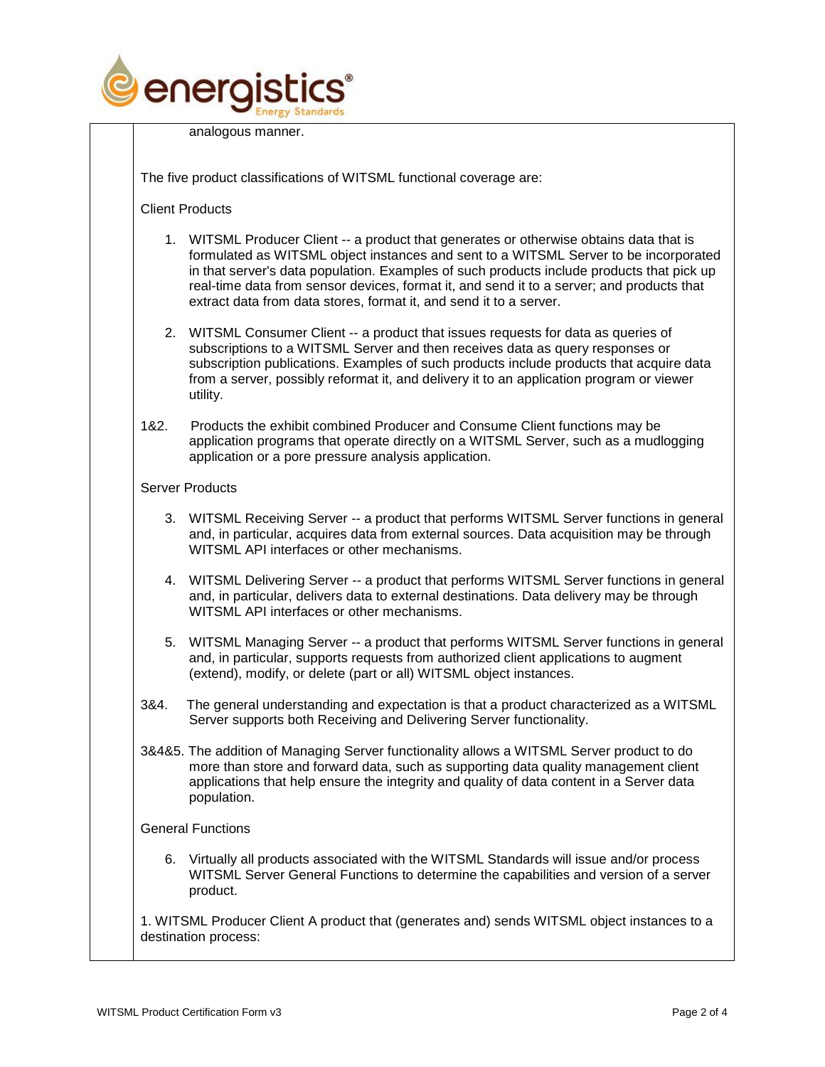analogous manner.

The five product classifications of WITSML functional coverage are:

Client Products

1. WITSML Producer Client -- a product that generates or otherwise obtains data that is formulated as WITSML object instances and sent to a WITSML Server to be incorporated in that server's data population. Examples of such products include products that pick up real-time data from sensor devices, format it, and send it to a server; and products that extract data from data stores, format it, and send it to a server.

2. WITSML Consumer Client -- a product that issues requests for data as queries of subscriptions to a WITSML Server and then receives data as query responses or subscription publications. Examples of such products include products that acquire data from a server, possibly reformat it, and delivery it to an application program or viewer utility.

1&2. Products the exhibit combined Producer and Consume Client functions may be application programs that operate directly on a WITSML Server, such as a mudlogging application or a pore pressure analysis application.

Server Products

3. WITSML Receiving Server -- a product that performs WITSML Server functions in general and, in particular, acquires data from external sources. Data acquisition may be through WITSML API interfaces or other mechanisms.

4. WITSML Delivering Server -- a product that performs WITSML Server functions in general and, in particular, delivers data to external destinations. Data delivery may be through WITSML API interfaces or other mechanisms.

5. WITSML Managing Server -- a product that performs WITSML Server functions in general and, in particular, supports requests from authorized client applications to augment (extend), modify, or delete (part or all) WITSML object instances.

3&4. The general understanding and expectation is that a product characterized as a WITSML Server supports both Receiving and Delivering Server functionality.

3&4&5. The addition of Managing Server functionality allows a WITSML Server product to do more than store and forward data, such as supporting data quality management client applications that help ensure the integrity and quality of data content in a Server data population.

General Functions

6. Virtually all products associated with the WITSML Standards will issue and/or process WITSML Server General Functions to determine the capabilities and version of a server product.

1. WITSML Producer Client A product that (generates and) sends WITSML object instances to a destination process: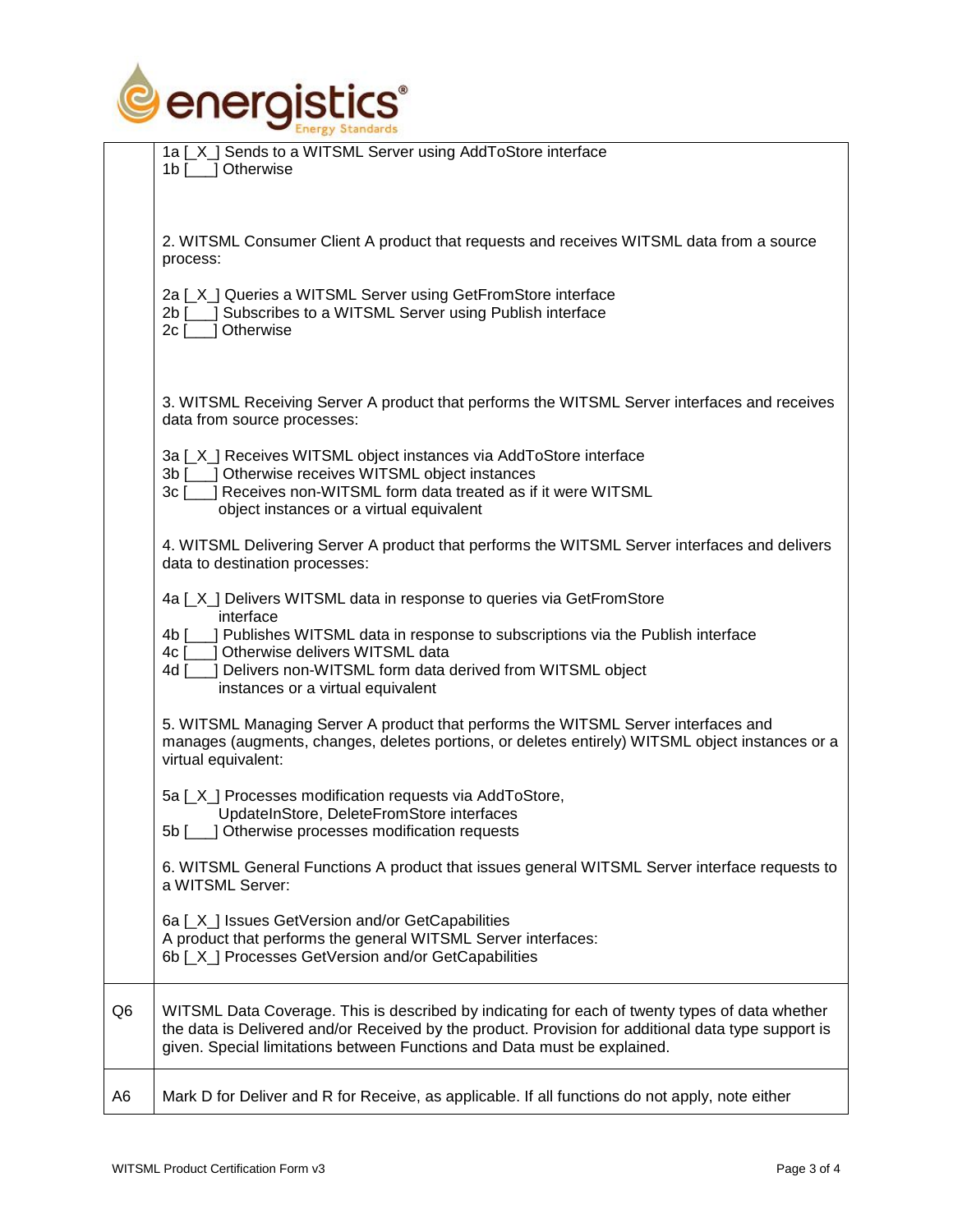| | |
|---|---|
| | 1a [_X_] Sends to a WITSML Server using AddToStore interface<br>1b [___] Otherwise<br><br>2. WITSML Consumer Client A product that requests and receives WITSML data from a source process:<br><br>2a [_X_] Queries a WITSML Server using GetFromStore interface<br>2b [___] Subscribes to a WITSML Server using Publish interface<br>2c [___] Otherwise<br><br>3. WITSML Receiving Server A product that performs the WITSML Server interfaces and receives data from source processes:<br><br>3a [_X_] Receives WITSML object instances via AddToStore interface<br>3b [___] Otherwise receives WITSML object instances<br>3c [___] Receives non-WITSML form data treated as if it were WITSML object instances or a virtual equivalent<br><br>4. WITSML Delivering Server A product that performs the WITSML Server interfaces and delivers data to destination processes:<br><br>4a [_X_] Delivers WITSML data in response to queries via GetFromStore interface<br>4b [___] Publishes WITSML data in response to subscriptions via the Publish interface<br>4c [___] Otherwise delivers WITSML data<br>4d [___] Delivers non-WITSML form data derived from WITSML object instances or a virtual equivalent<br><br>5. WITSML Managing Server A product that performs the WITSML Server interfaces and manages (augments, changes, deletes portions, or deletes entirely) WITSML object instances or a virtual equivalent:<br><br>5a [_X_] Processes modification requests via AddToStore, UpdateInStore, DeleteFromStore interfaces<br>5b [___] Otherwise processes modification requests<br><br>6. WITSML General Functions A product that issues general WITSML Server interface requests to a WITSML Server:<br><br>6a [_X_] Issues GetVersion and/or GetCapabilities<br>A product that performs the general WITSML Server interfaces:<br>6b [_X_] Processes GetVersion and/or GetCapabilities |
| Q6 | WITSML Data Coverage. This is described by indicating for each of twenty types of data whether the data is Delivered and/or Received by the product. Provision for additional data type support is given. Special limitations between Functions and Data must be explained. |
| A6 | Mark D for Deliver and R for Receive, as applicable. If all functions do not apply, note either |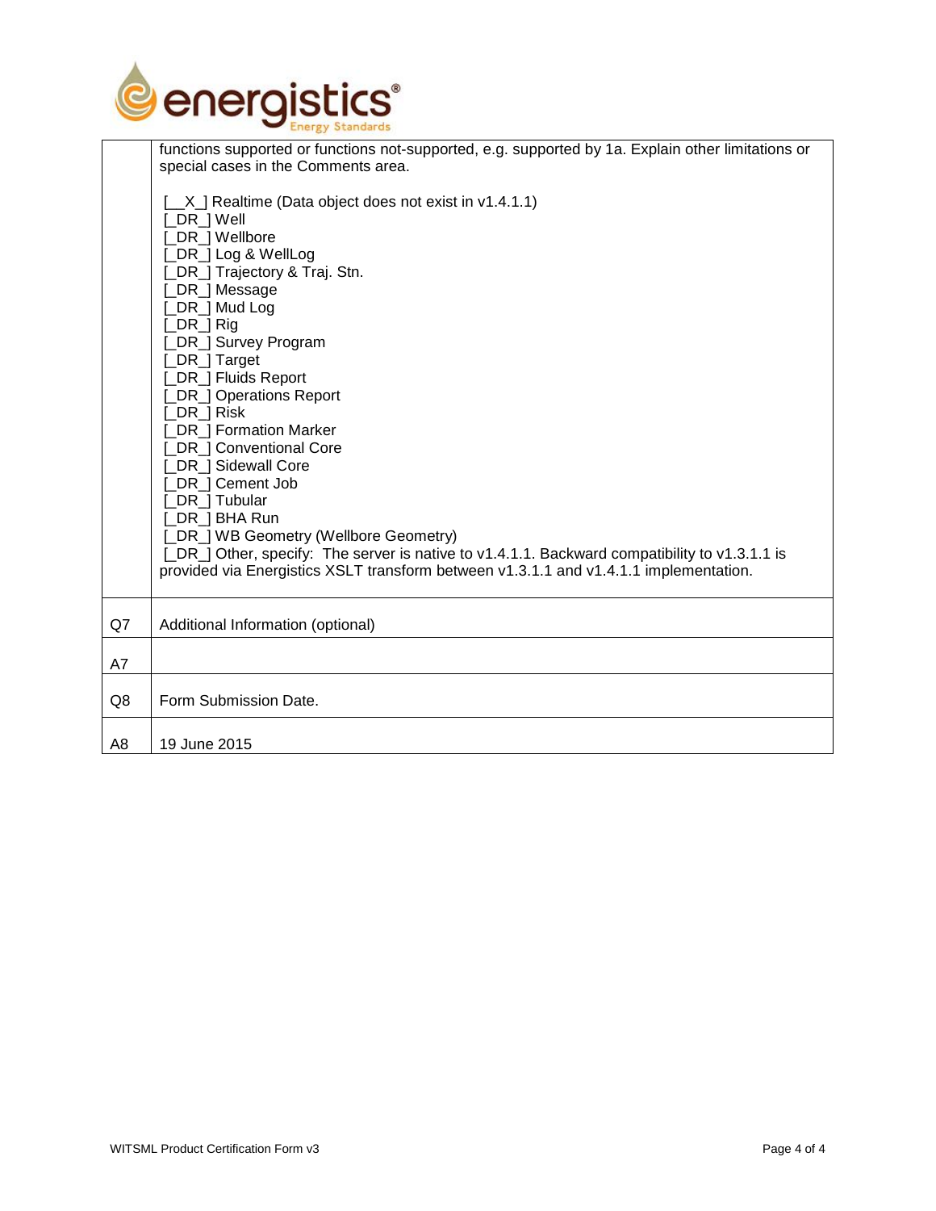| | |
|---|---|
| | functions supported or functions not-supported, e.g. supported by 1a. Explain other limitations or special cases in the Comments area.<br><br>[__X_] Realtime (Data object does not exist in v1.4.1.1)<br>[_DR_] Well<br>[_DR_] Wellbore<br>[_DR_] Log & WellLog<br>[_DR_] Trajectory & Traj. Stn.<br>[_DR_] Message<br>[_DR_] Mud Log<br>[_DR_] Rig<br>[_DR_] Survey Program<br>[_DR_] Target<br>[_DR_] Fluids Report<br>[_DR_] Operations Report<br>[_DR_] Risk<br>[_DR_] Formation Marker<br>[_DR_] Conventional Core<br>[_DR_] Sidewall Core<br>[_DR_] Cement Job<br>[_DR_] Tubular<br>[_DR_] BHA Run<br>[_DR_] WB Geometry (Wellbore Geometry)<br>[_DR_] Other, specify: The server is native to v1.4.1.1. Backward compatibility to v1.3.1.1 is provided via Energistics XSLT transform between v1.3.1.1 and v1.4.1.1 implementation. |
| Q7 | Additional Information (optional) |
| A7 | |
| Q8 | Form Submission Date. |
| A8 | 19 June 2015 |